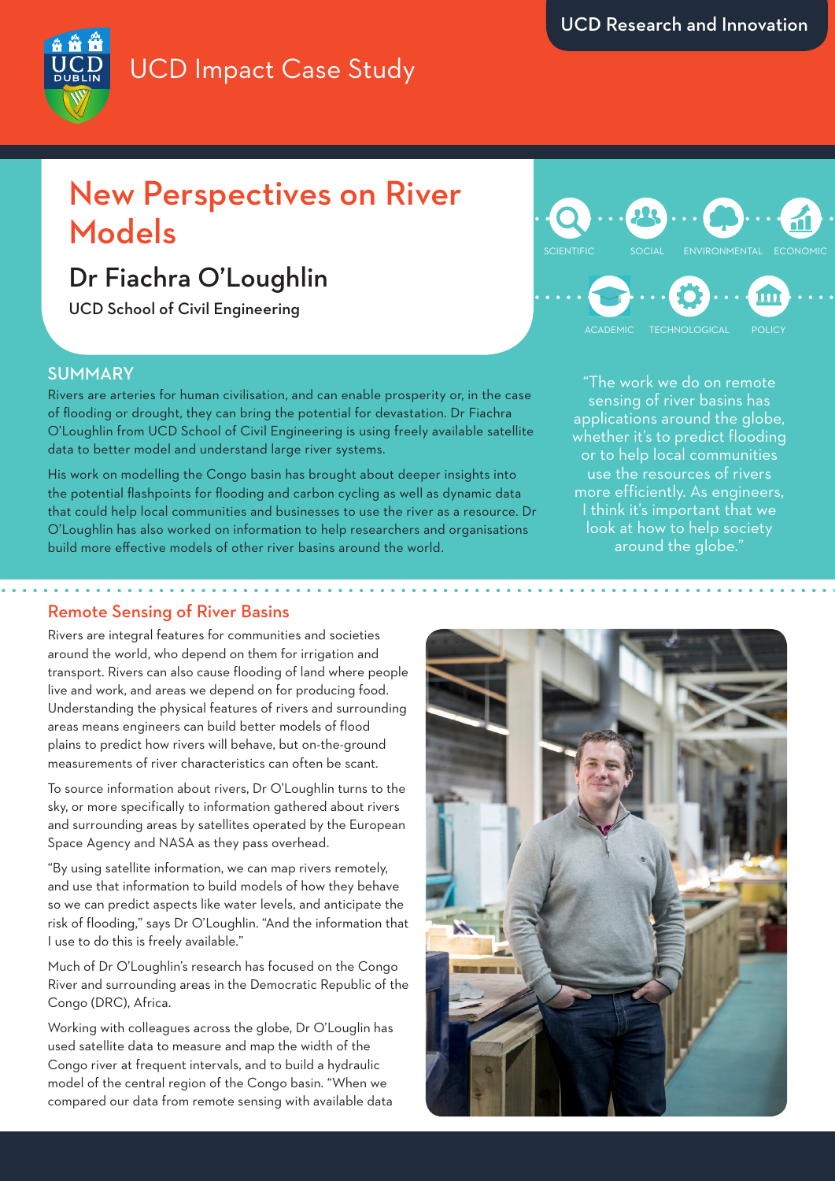UCD Research and Innovation

UCD Impact Case Study

# New Perspectives on River Models

## Dr Fiachra O'Loughlin

UCD School of Civil Engineering

SCIENTIFIC SOCIAL ENVIRONMENTAL ECONOMIC ACADEMIC TECHNOLOGICAL POLICY

## SUMMARY

Rivers are arteries for human civilisation, and can enable prosperity or, in the case of flooding or drought, they can bring the potential for devastation. Dr Fiachra O'Loughlin from UCD School of Civil Engineering is using freely available satellite data to better model and understand large river systems.

His work on modelling the Congo basin has brought about deeper insights into the potential flashpoints for flooding and carbon cycling as well as dynamic data that could help local communities and businesses to use the river as a resource. Dr O'Loughlin has also worked on information to help researchers and organisations build more effective models of other river basins around the world.

"The work we do on remote sensing of river basins has applications around the globe, whether it's to predict flooding or to help local communities use the resources of rivers more efficiently. As engineers, I think it's important that we look at how to help society around the globe."

## Remote Sensing of River Basins

Rivers are integral features for communities and societies around the world, who depend on them for irrigation and transport. Rivers can also cause flooding of land where people live and work, and areas we depend on for producing food. Understanding the physical features of rivers and surrounding areas means engineers can build better models of flood plains to predict how rivers will behave, but on-the-ground measurements of river characteristics can often be scant.

To source information about rivers, Dr O'Loughlin turns to the sky, or more specifically to information gathered about rivers and surrounding areas by satellites operated by the European Space Agency and NASA as they pass overhead.

"By using satellite information, we can map rivers remotely, and use that information to build models of how they behave so we can predict aspects like water levels, and anticipate the risk of flooding," says Dr O'Loughlin. "And the information that I use to do this is freely available."

Much of Dr O'Loughlin's research has focused on the Congo River and surrounding areas in the Democratic Republic of the Congo (DRC), Africa.

Working with colleagues across the globe, Dr O'Louglin has used satellite data to measure and map the width of the Congo river at frequent intervals, and to build a hydraulic model of the central region of the Congo basin. "When we compared our data from remote sensing with available data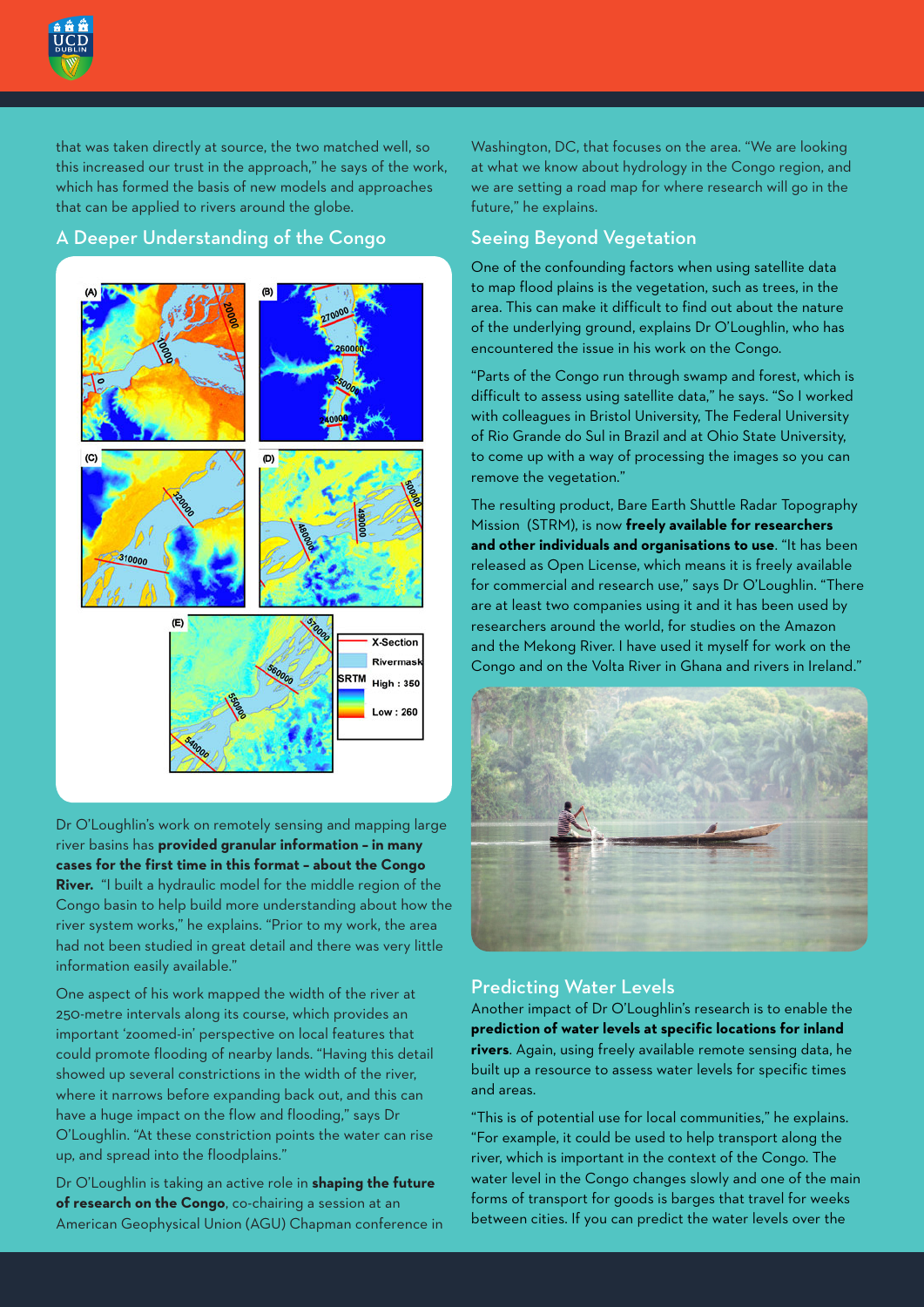that was taken directly at source, the two matched well, so this increased our trust in the approach," he says of the work, which has formed the basis of new models and approaches that can be applied to rivers around the globe.

## A Deeper Understanding of the Congo

Dr O'Loughlin's work on remotely sensing and mapping large river basins has **provided granular information – in many cases for the first time in this format – about the Congo River.** "I built a hydraulic model for the middle region of the Congo basin to help build more understanding about how the river system works," he explains. "Prior to my work, the area had not been studied in great detail and there was very little information easily available."

One aspect of his work mapped the width of the river at 250-metre intervals along its course, which provides an important 'zoomed-in' perspective on local features that could promote flooding of nearby lands. "Having this detail showed up several constrictions in the width of the river, where it narrows before expanding back out, and this can have a huge impact on the flow and flooding," says Dr O'Loughlin. "At these constriction points the water can rise up, and spread into the floodplains."

Dr O'Loughlin is taking an active role in **shaping the future of research on the Congo**, co-chairing a session at an American Geophysical Union (AGU) Chapman conference in Washington, DC, that focuses on the area. "We are looking at what we know about hydrology in the Congo region, and we are setting a road map for where research will go in the future," he explains.

## Seeing Beyond Vegetation

One of the confounding factors when using satellite data to map flood plains is the vegetation, such as trees, in the area. This can make it difficult to find out about the nature of the underlying ground, explains Dr O'Loughlin, who has encountered the issue in his work on the Congo.

"Parts of the Congo run through swamp and forest, which is difficult to assess using satellite data," he says. "So I worked with colleagues in Bristol University, The Federal University of Rio Grande do Sul in Brazil and at Ohio State University, to come up with a way of processing the images so you can remove the vegetation."

The resulting product, Bare Earth Shuttle Radar Topography Mission (STRM), is now **freely available for researchers and other individuals and organisations to use**. "It has been released as Open License, which means it is freely available for commercial and research use," says Dr O'Loughlin. "There are at least two companies using it and it has been used by researchers around the world, for studies on the Amazon and the Mekong River. I have used it myself for work on the Congo and on the Volta River in Ghana and rivers in Ireland."

## Predicting Water Levels

Another impact of Dr O'Loughlin's research is to enable the **prediction of water levels at specific locations for inland rivers**. Again, using freely available remote sensing data, he built up a resource to assess water levels for specific times and areas.

"This is of potential use for local communities," he explains. "For example, it could be used to help transport along the river, which is important in the context of the Congo. The water level in the Congo changes slowly and one of the main forms of transport for goods is barges that travel for weeks between cities. If you can predict the water levels over the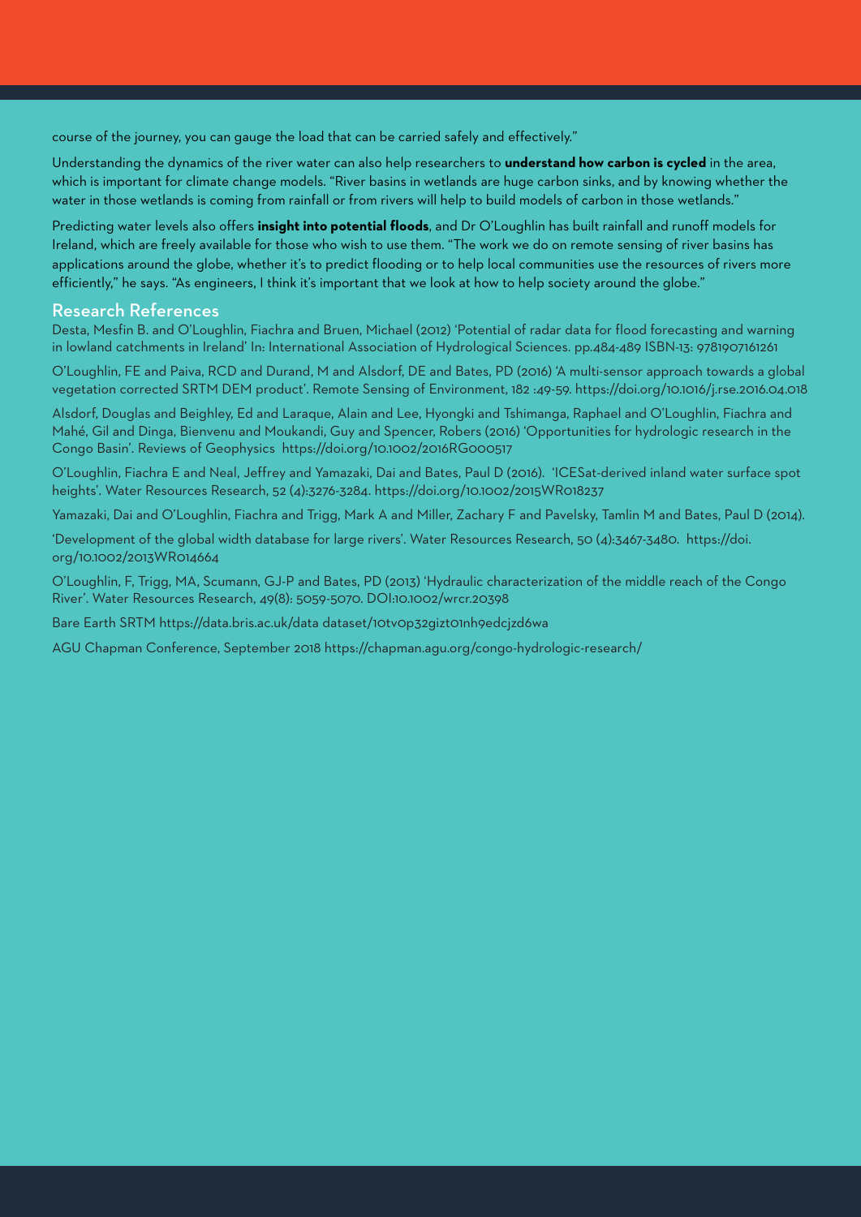course of the journey, you can gauge the load that can be carried safely and effectively."

Understanding the dynamics of the river water can also help researchers to **understand how carbon is cycled** in the area, which is important for climate change models. "River basins in wetlands are huge carbon sinks, and by knowing whether the water in those wetlands is coming from rainfall or from rivers will help to build models of carbon in those wetlands."

Predicting water levels also offers **insight into potential floods**, and Dr O'Loughlin has built rainfall and runoff models for Ireland, which are freely available for those who wish to use them. "The work we do on remote sensing of river basins has applications around the globe, whether it's to predict flooding or to help local communities use the resources of rivers more efficiently," he says. "As engineers, I think it's important that we look at how to help society around the globe."

## Research References

Desta, Mesfin B. and O'Loughlin, Fiachra and Bruen, Michael (2012) 'Potential of radar data for flood forecasting and warning in lowland catchments in Ireland' In: International Association of Hydrological Sciences. pp.484-489 ISBN-13: 9781907161261

O'Loughlin, FE and Paiva, RCD and Durand, M and Alsdorf, DE and Bates, PD (2016) 'A multi-sensor approach towards a global vegetation corrected SRTM DEM product'. Remote Sensing of Environment, 182 :49-59. https://doi.org/10.1016/j.rse.2016.04.018

Alsdorf, Douglas and Beighley, Ed and Laraque, Alain and Lee, Hyongki and Tshimanga, Raphael and O'Loughlin, Fiachra and Mahé, Gil and Dinga, Bienvenu and Moukandi, Guy and Spencer, Robers (2016) 'Opportunities for hydrologic research in the Congo Basin'. Reviews of Geophysics https://doi.org/10.1002/2016RG000517

O'Loughlin, Fiachra E and Neal, Jeffrey and Yamazaki, Dai and Bates, Paul D (2016). 'ICESat-derived inland water surface spot heights'. Water Resources Research, 52 (4):3276-3284. https://doi.org/10.1002/2015WR018237

Yamazaki, Dai and O'Loughlin, Fiachra and Trigg, Mark A and Miller, Zachary F and Pavelsky, Tamlin M and Bates, Paul D (2014).

'Development of the global width database for large rivers'. Water Resources Research, 50 (4):3467-3480. https://doi.org/10.1002/2013WR014664

O'Loughlin, F, Trigg, MA, Scumann, GJ-P and Bates, PD (2013) 'Hydraulic characterization of the middle reach of the Congo River'. Water Resources Research, 49(8): 5059-5070. DOI:10.1002/wrcr.20398

Bare Earth SRTM https://data.bris.ac.uk/data dataset/10tv0p32gizt01nh9edcjzd6wa

AGU Chapman Conference, September 2018 https://chapman.agu.org/congo-hydrologic-research/